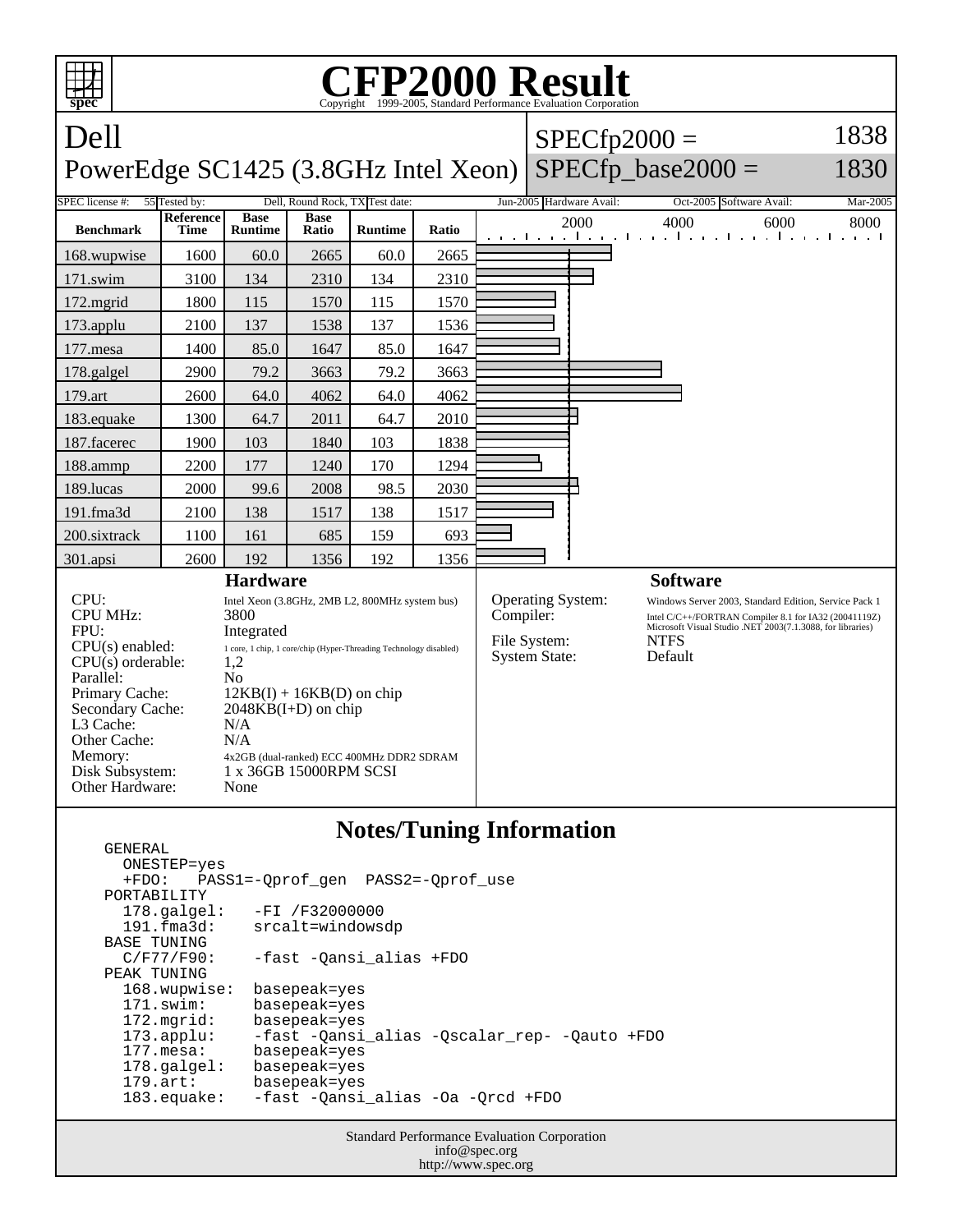# CFP2000 Result

Copyright 1999-2005, Standard Performance Evaluation Corporation

## Dell

## PowerEdge SC1425 (3.8GHz Intel Xeon)

SPECfp2000 = 1838

SPECfp_base2000 = 1830

SPEC license #: 55 | Tested by: Dell, Round Rock, TX | Test date: Jun-2005 | Hardware Avail: Oct-2005 | Software Avail: Mar-2005

| Benchmark | Reference Time | Base Runtime | Base Ratio | Runtime | Ratio |
|---|---|---|---|---|---|
| 168.wupwise | 1600 | 60.0 | 2665 | 60.0 | 2665 |
| 171.swim | 3100 | 134 | 2310 | 134 | 2310 |
| 172.mgrid | 1800 | 115 | 1570 | 115 | 1570 |
| 173.applu | 2100 | 137 | 1538 | 137 | 1536 |
| 177.mesa | 1400 | 85.0 | 1647 | 85.0 | 1647 |
| 178.galgel | 2900 | 79.2 | 3663 | 79.2 | 3663 |
| 179.art | 2600 | 64.0 | 4062 | 64.0 | 4062 |
| 183.equake | 1300 | 64.7 | 2011 | 64.7 | 2010 |
| 187.facerec | 1900 | 103 | 1840 | 103 | 1838 |
| 188.ammp | 2200 | 177 | 1240 | 170 | 1294 |
| 189.lucas | 2000 | 99.6 | 2008 | 98.5 | 2030 |
| 191.fma3d | 2100 | 138 | 1517 | 138 | 1517 |
| 200.sixtrack | 1100 | 161 | 685 | 159 | 693 |
| 301.apsi | 2600 | 192 | 1356 | 192 | 1356 |

### Hardware

- CPU: Intel Xeon (3.8GHz, 2MB L2, 800MHz system bus)
- CPU MHz: 3800
- FPU: Integrated
- CPU(s) enabled: 1 core, 1 chip, 1 core/chip (Hyper-Threading Technology disabled)
- CPU(s) orderable: 1,2
- Parallel: No
- Primary Cache: 12KB(I) + 16KB(D) on chip
- Secondary Cache: 2048KB(I+D) on chip
- L3 Cache: N/A
- Other Cache: N/A
- Memory: 4x2GB (dual-ranked) ECC 400MHz DDR2 SDRAM
- Disk Subsystem: 1 x 36GB 15000RPM SCSI
- Other Hardware: None

### Software

- Operating System: Windows Server 2003, Standard Edition, Service Pack 1
- Compiler: Intel C/C++/FORTRAN Compiler 8.1 for IA32 (20041119Z) Microsoft Visual Studio .NET 2003(7.1.3088, for libraries)
- File System: NTFS
- System State: Default

### Notes/Tuning Information

```
GENERAL
  ONESTEP=yes
  +FDO:   PASS1=-Qprof_gen  PASS2=-Qprof_use
PORTABILITY
  178.galgel:    -FI /F32000000
  191.fma3d:     srcalt=windowsdp
BASE TUNING
  C/F77/F90:     -fast -Qansi_alias +FDO
PEAK TUNING
  168.wupwise:   basepeak=yes
  171.swim:      basepeak=yes
  172.mgrid:     basepeak=yes
  173.applu:     -fast -Qansi_alias -Qscalar_rep- -Qauto +FDO
  177.mesa:      basepeak=yes
  178.galgel:    basepeak=yes
  179.art:       basepeak=yes
  183.equake:    -fast -Qansi_alias -Oa -Qrcd +FDO
```

Standard Performance Evaluation Corporation
info@spec.org
http://www.spec.org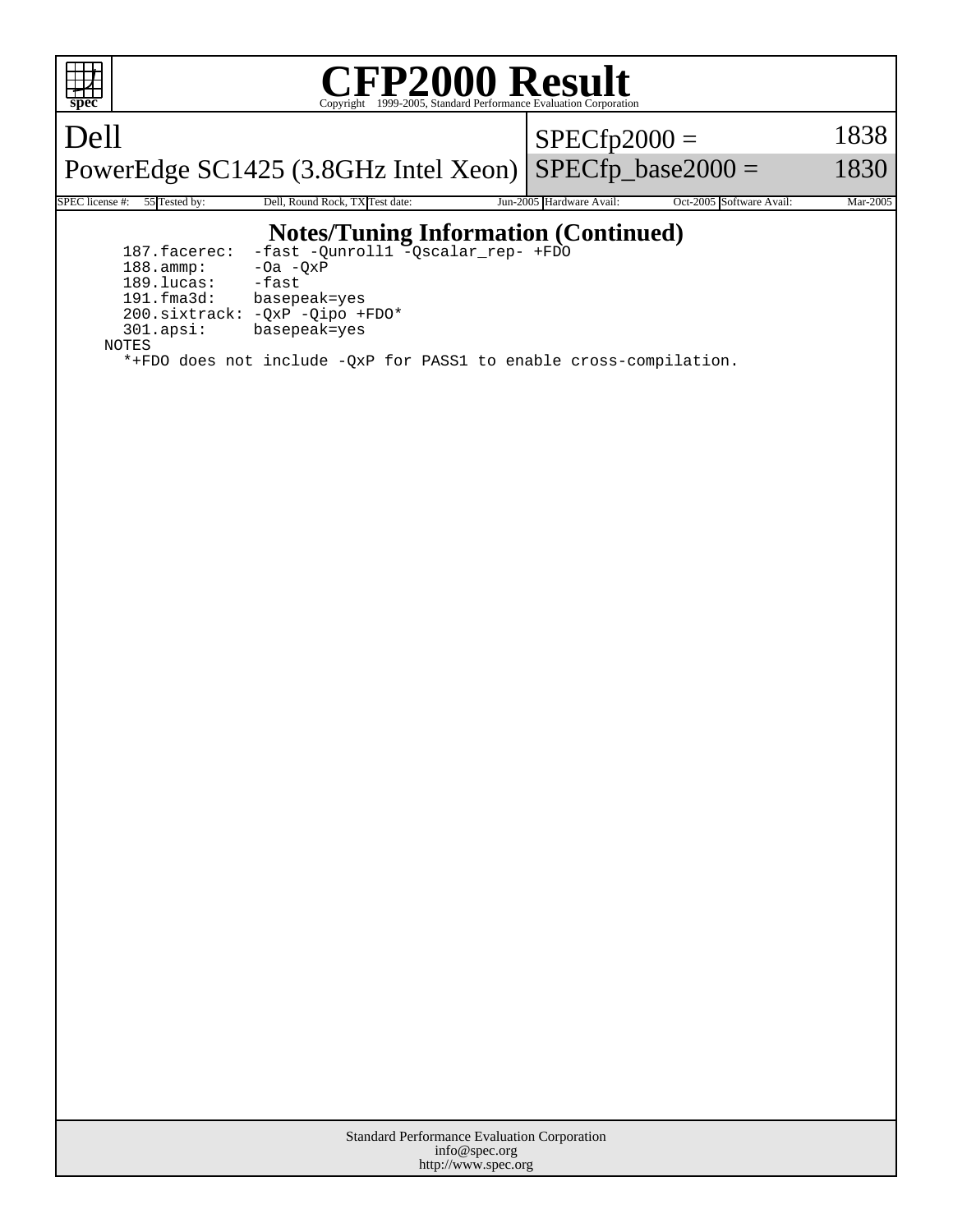# CFP2000 Result

Copyright 1999-2005, Standard Performance Evaluation Corporation

Dell

PowerEdge SC1425 (3.8GHz Intel Xeon)

SPECfp2000 = 1838

SPECfp_base2000 = 1830

| SPEC license #: | 55 | Tested by: | Dell, Round Rock, TX | Test date: | Jun-2005 | Hardware Avail: | Oct-2005 | Software Avail: | Mar-2005 |
|---|---|---|---|---|---|---|---|---|---|

## Notes/Tuning Information (Continued)

```
   187.facerec:  -fast -Qunroll1 -Qscalar_rep- +FDO
   188.ammp:     -Oa -QxP
   189.lucas:    -fast
   191.fma3d:    basepeak=yes
   200.sixtrack: -QxP -Qipo +FDO*
   301.apsi:     basepeak=yes
 NOTES
   *+FDO does not include -QxP for PASS1 to enable cross-compilation.
```